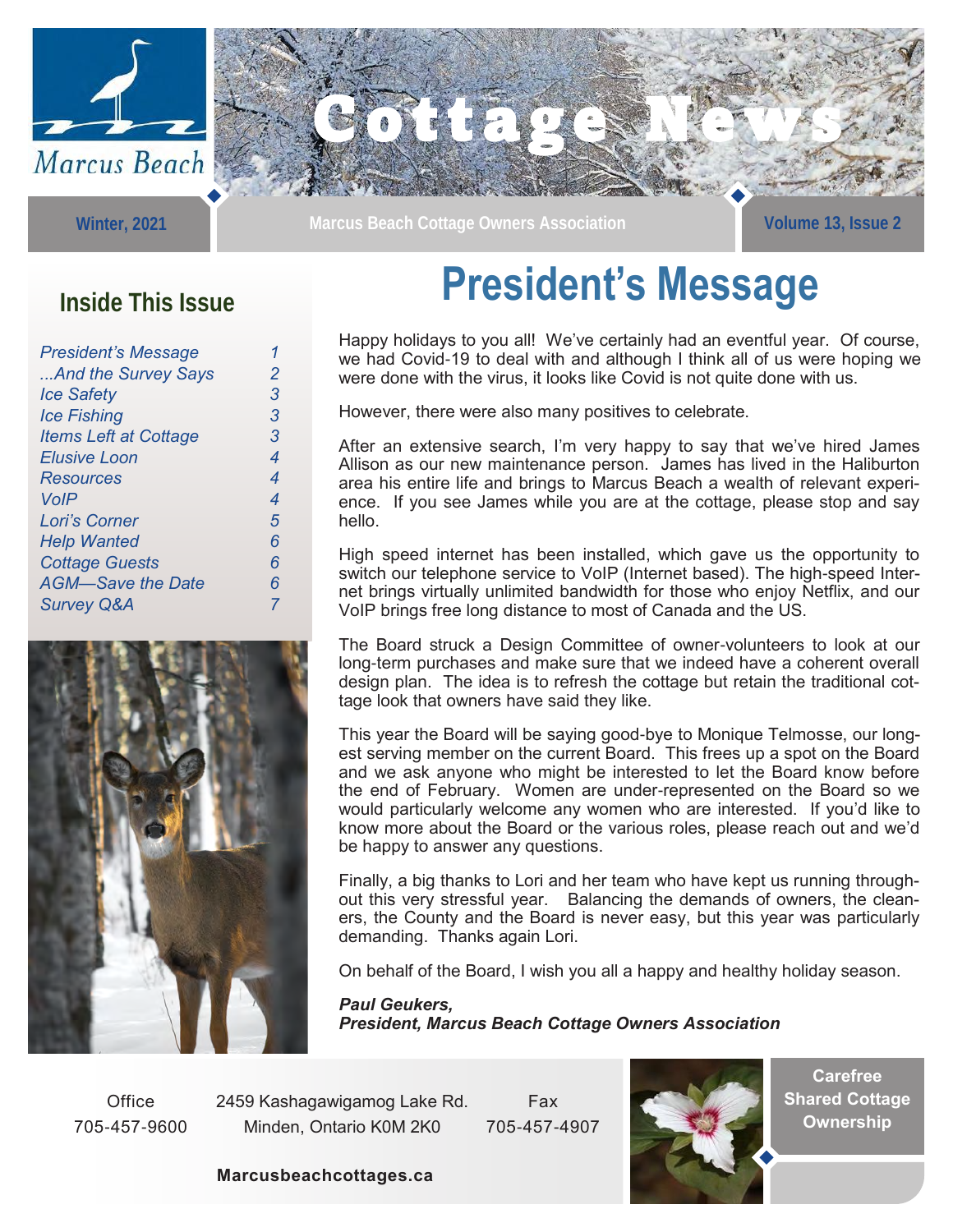# Cottage News

Marcus Beach

Winter, 2021 | Marcus Beach Cottage Owners Association | Volume 13, Issue 2

## Inside This Issue

| | |
|---|---|
| *President's Message* | *1* |
| *...And the Survey Says* | *2* |
| *Ice Safety* | *3* |
| *Ice Fishing* | *3* |
| *Items Left at Cottage* | *3* |
| *Elusive Loon* | *4* |
| *Resources* | *4* |
| *VoIP* | *4* |
| *Lori's Corner* | *5* |
| *Help Wanted* | *6* |
| *Cottage Guests* | *6* |
| *AGM—Save the Date* | *6* |
| *Survey Q&A* | *7* |

# President's Message

Happy holidays to you all! We've certainly had an eventful year. Of course, we had Covid-19 to deal with and although I think all of us were hoping we were done with the virus, it looks like Covid is not quite done with us.

However, there were also many positives to celebrate.

After an extensive search, I'm very happy to say that we've hired James Allison as our new maintenance person. James has lived in the Haliburton area his entire life and brings to Marcus Beach a wealth of relevant experience. If you see James while you are at the cottage, please stop and say hello.

High speed internet has been installed, which gave us the opportunity to switch our telephone service to VoIP (Internet based). The high-speed Internet brings virtually unlimited bandwidth for those who enjoy Netflix, and our VoIP brings free long distance to most of Canada and the US.

The Board struck a Design Committee of owner-volunteers to look at our long-term purchases and make sure that we indeed have a coherent overall design plan. The idea is to refresh the cottage but retain the traditional cottage look that owners have said they like.

This year the Board will be saying good-bye to Monique Telmosse, our longest serving member on the current Board. This frees up a spot on the Board and we ask anyone who might be interested to let the Board know before the end of February. Women are under-represented on the Board so we would particularly welcome any women who are interested. If you'd like to know more about the Board or the various roles, please reach out and we'd be happy to answer any questions.

Finally, a big thanks to Lori and her team who have kept us running throughout this very stressful year. Balancing the demands of owners, the cleaners, the County and the Board is never easy, but this year was particularly demanding. Thanks again Lori.

On behalf of the Board, I wish you all a happy and healthy holiday season.

***Paul Geukers,***
***President, Marcus Beach Cottage Owners Association***

Office 705-457-9600 | 2459 Kashagawigamog Lake Rd. Minden, Ontario K0M 2K0 | Fax 705-457-4907

**Marcusbeachcottages.ca**

**Carefree Shared Cottage Ownership**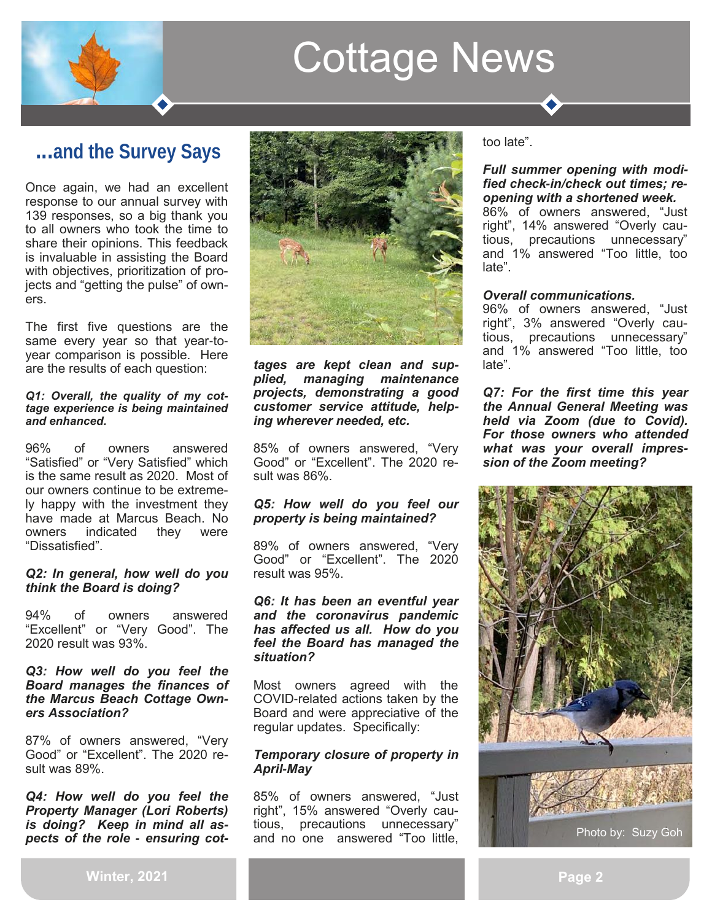## ...and the Survey Says

Once again, we had an excellent response to our annual survey with 139 responses, so a big thank you to all owners who took the time to share their opinions. This feedback is invaluable in assisting the Board with objectives, prioritization of projects and "getting the pulse" of owners.

The first five questions are the same every year so that year-to-year comparison is possible. Here are the results of each question:

***Q1: Overall, the quality of my cottage experience is being maintained and enhanced.***

96% of owners answered "Satisfied" or "Very Satisfied" which is the same result as 2020. Most of our owners continue to be extremely happy with the investment they have made at Marcus Beach. No owners indicated they were "Dissatisfied".

***Q2: In general, how well do you think the Board is doing?***

94% of owners answered "Excellent" or "Very Good". The 2020 result was 93%.

***Q3: How well do you feel the Board manages the finances of the Marcus Beach Cottage Owners Association?***

87% of owners answered, "Very Good" or "Excellent". The 2020 result was 89%.

***Q4: How well do you feel the Property Manager (Lori Roberts) is doing? Keep in mind all aspects of the role - ensuring cottages are kept clean and supplied, managing maintenance projects, demonstrating a good customer service attitude, helping wherever needed, etc.***

85% of owners answered, "Very Good" or "Excellent". The 2020 result was 86%.

***Q5: How well do you feel our property is being maintained?***

89% of owners answered, "Very Good" or "Excellent". The 2020 result was 95%.

***Q6: It has been an eventful year and the coronavirus pandemic has affected us all. How do you feel the Board has managed the situation?***

Most owners agreed with the COVID-related actions taken by the Board and were appreciative of the regular updates. Specifically:

***Temporary closure of property in April-May***

85% of owners answered, "Just right", 15% answered "Overly cautious, precautions unnecessary" and no one answered "Too little, too late".

***Full summer opening with modified check-in/check out times; reopening with a shortened week.***
86% of owners answered, "Just right", 14% answered "Overly cautious, precautions unnecessary" and 1% answered "Too little, too late".

***Overall communications.***
96% of owners answered, "Just right", 3% answered "Overly cautious, precautions unnecessary" and 1% answered "Too little, too late".

***Q7: For the first time this year the Annual General Meeting was held via Zoom (due to Covid). For those owners who attended what was your overall impression of the Zoom meeting?***

Photo by: Suzy Goh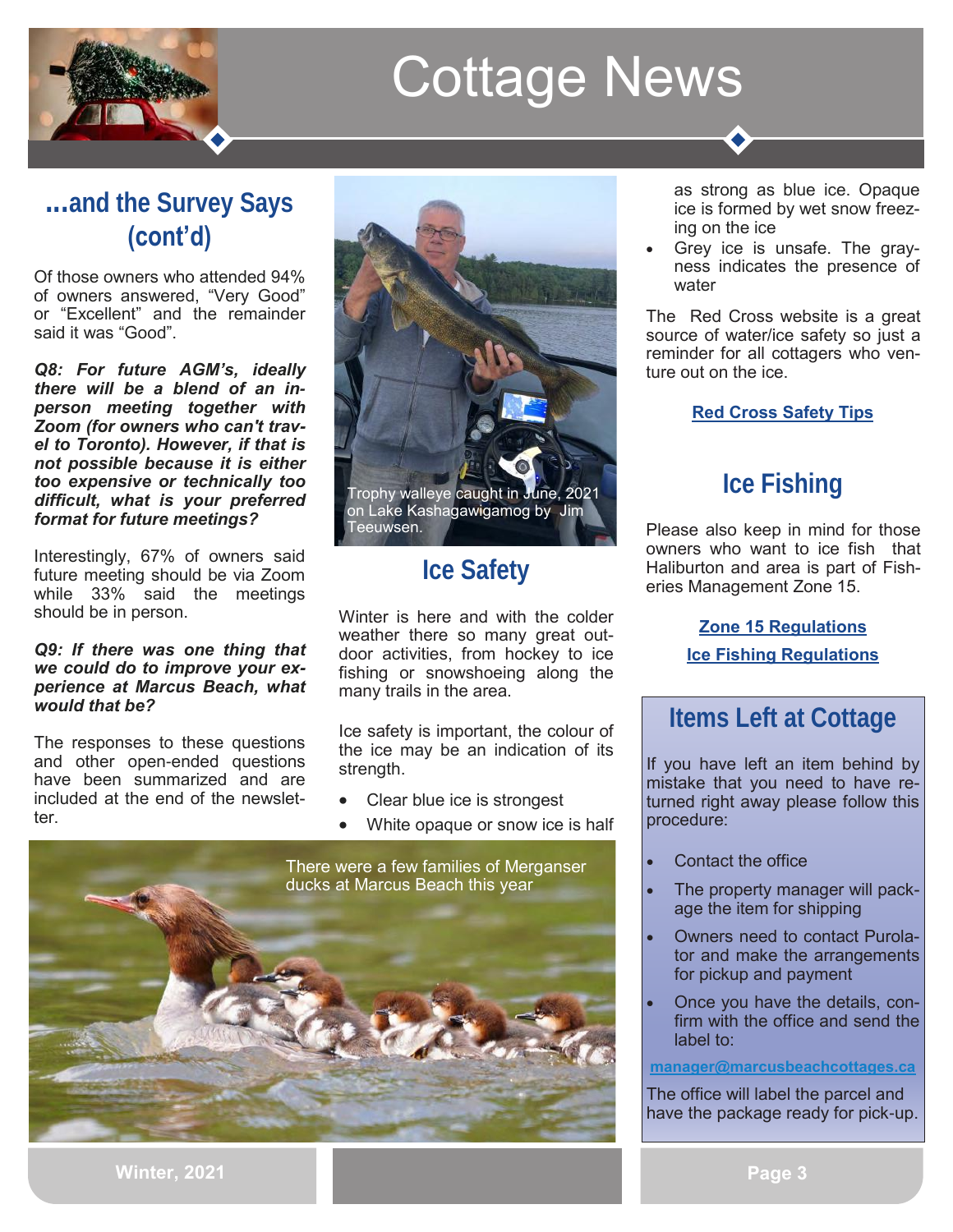## ...and the Survey Says (cont'd)

Of those owners who attended 94% of owners answered, "Very Good" or "Excellent" and the remainder said it was "Good".

***Q8: For future AGM's, ideally there will be a blend of an in-person meeting together with Zoom (for owners who can't travel to Toronto). However, if that is not possible because it is either too expensive or technically too difficult, what is your preferred format for future meetings?***

Interestingly, 67% of owners said future meeting should be via Zoom while 33% said the meetings should be in person.

***Q9: If there was one thing that we could do to improve your experience at Marcus Beach, what would that be?***

The responses to these questions and other open-ended questions have been summarized and are included at the end of the newsletter.

Trophy walleye caught in June, 2021 on Lake Kashagawigamog by Jim Teeuwsen.

There were a few families of Merganser ducks at Marcus Beach this year

## Ice Safety

Winter is here and with the colder weather there so many great outdoor activities, from hockey to ice fishing or snowshoeing along the many trails in the area.

Ice safety is important, the colour of the ice may be an indication of its strength.

- Clear blue ice is strongest
- White opaque or snow ice is half as strong as blue ice. Opaque ice is formed by wet snow freezing on the ice
- Grey ice is unsafe. The grayness indicates the presence of water

The Red Cross website is a great source of water/ice safety so just a reminder for all cottagers who venture out on the ice.

**Red Cross Safety Tips**

## Ice Fishing

Please also keep in mind for those owners who want to ice fish that Haliburton and area is part of Fisheries Management Zone 15.

**Zone 15 Regulations**

**Ice Fishing Regulations**

## Items Left at Cottage

If you have left an item behind by mistake that you need to have returned right away please follow this procedure:

- Contact the office
- The property manager will package the item for shipping
- Owners need to contact Purolator and make the arrangements for pickup and payment
- Once you have the details, confirm with the office and send the label to:

**manager@marcusbeachcottages.ca**

The office will label the parcel and have the package ready for pick-up.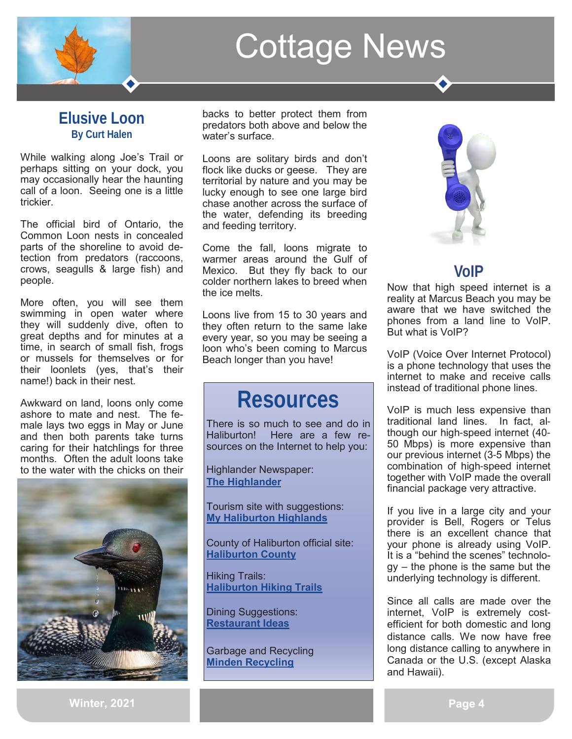# Cottage News

## Elusive Loon

**By Curt Halen**

While walking along Joe's Trail or perhaps sitting on your dock, you may occasionally hear the haunting call of a loon. Seeing one is a little trickier.

The official bird of Ontario, the Common Loon nests in concealed parts of the shoreline to avoid detection from predators (raccoons, crows, seagulls & large fish) and people.

More often, you will see them swimming in open water where they will suddenly dive, often to great depths and for minutes at a time, in search of small fish, frogs or mussels for themselves or for their loonlets (yes, that's their name!) back in their nest.

Awkward on land, loons only come ashore to mate and nest. The female lays two eggs in May or June and then both parents take turns caring for their hatchlings for three months. Often the adult loons take to the water with the chicks on their backs to better protect them from predators both above and below the water's surface.

Loons are solitary birds and don't flock like ducks or geese. They are territorial by nature and you may be lucky enough to see one large bird chase another across the surface of the water, defending its breeding and feeding territory.

Come the fall, loons migrate to warmer areas around the Gulf of Mexico. But they fly back to our colder northern lakes to breed when the ice melts.

Loons live from 15 to 30 years and they often return to the same lake every year, so you may be seeing a loon who's been coming to Marcus Beach longer than you have!

## Resources

There is so much to see and do in Haliburton! Here are a few resources on the Internet to help you:

Highlander Newspaper:
**The Highlander**

Tourism site with suggestions:
**My Haliburton Highlands**

County of Haliburton official site:
**Haliburton County**

Hiking Trails:
**Haliburton Hiking Trails**

Dining Suggestions:
**Restaurant Ideas**

Garbage and Recycling
**Minden Recycling**

## VoIP

Now that high speed internet is a reality at Marcus Beach you may be aware that we have switched the phones from a land line to VoIP. But what is VoIP?

VoIP (Voice Over Internet Protocol) is a phone technology that uses the internet to make and receive calls instead of traditional phone lines.

VoIP is much less expensive than traditional land lines. In fact, although our high-speed internet (40-50 Mbps) is more expensive than our previous internet (3-5 Mbps) the combination of high-speed internet together with VoIP made the overall financial package very attractive.

If you live in a large city and your provider is Bell, Rogers or Telus there is an excellent chance that your phone is already using VoIP. It is a "behind the scenes" technology – the phone is the same but the underlying technology is different.

Since all calls are made over the internet, VoIP is extremely cost-efficient for both domestic and long distance calls. We now have free long distance calling to anywhere in Canada or the U.S. (except Alaska and Hawaii).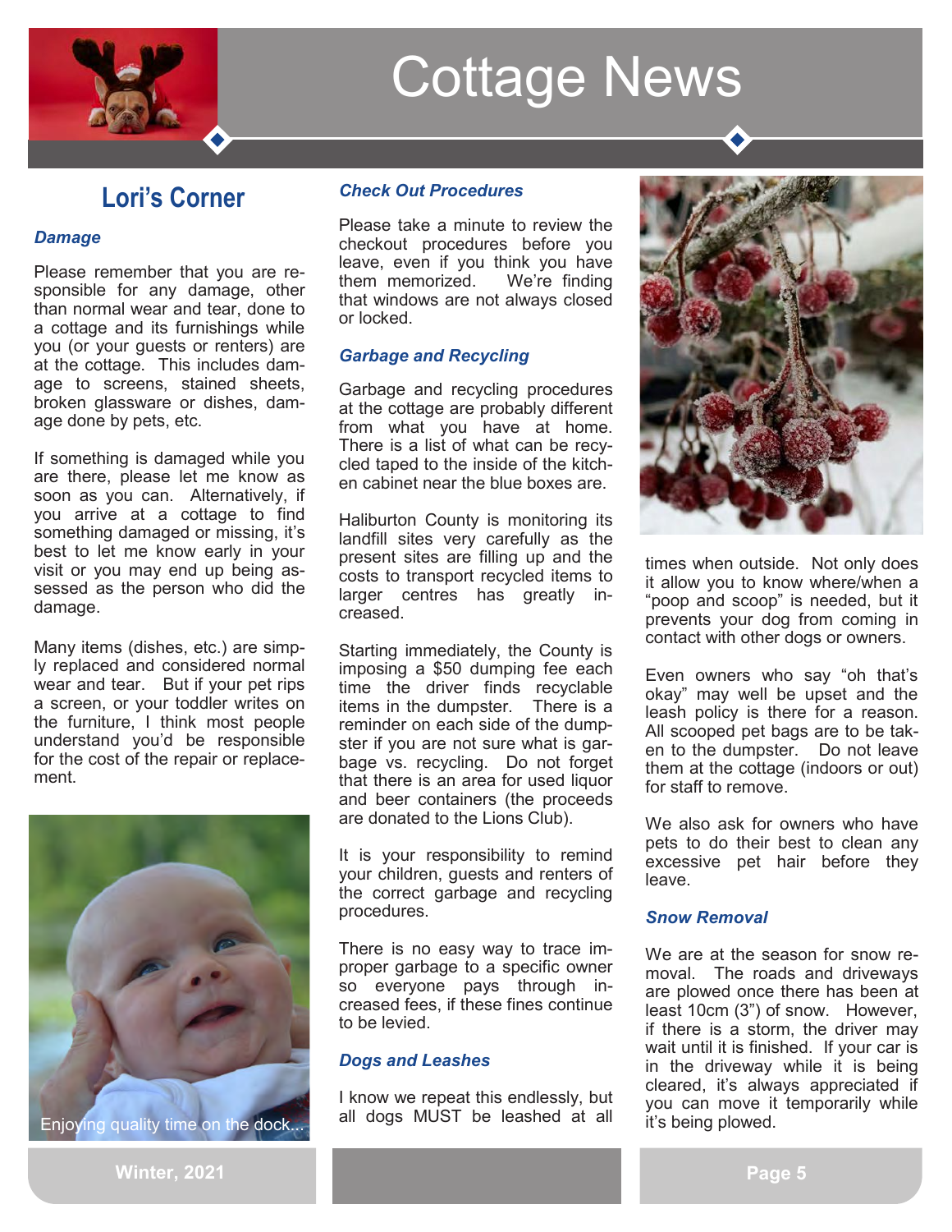# Cottage News

## Lori's Corner

### *Damage*

Please remember that you are responsible for any damage, other than normal wear and tear, done to a cottage and its furnishings while you (or your guests or renters) are at the cottage. This includes damage to screens, stained sheets, broken glassware or dishes, damage done by pets, etc.

If something is damaged while you are there, please let me know as soon as you can. Alternatively, if you arrive at a cottage to find something damaged or missing, it's best to let me know early in your visit or you may end up being assessed as the person who did the damage.

Many items (dishes, etc.) are simply replaced and considered normal wear and tear. But if your pet rips a screen, or your toddler writes on the furniture, I think most people understand you'd be responsible for the cost of the repair or replacement.

Enjoying quality time on the dock...

### *Check Out Procedures*

Please take a minute to review the checkout procedures before you leave, even if you think you have them memorized. We're finding that windows are not always closed or locked.

### *Garbage and Recycling*

Garbage and recycling procedures at the cottage are probably different from what you have at home. There is a list of what can be recycled taped to the inside of the kitchen cabinet near the blue boxes are.

Haliburton County is monitoring its landfill sites very carefully as the present sites are filling up and the costs to transport recycled items to larger centres has greatly increased.

Starting immediately, the County is imposing a $50 dumping fee each time the driver finds recyclable items in the dumpster. There is a reminder on each side of the dumpster if you are not sure what is garbage vs. recycling. Do not forget that there is an area for used liquor and beer containers (the proceeds are donated to the Lions Club).

It is your responsibility to remind your children, guests and renters of the correct garbage and recycling procedures.

There is no easy way to trace improper garbage to a specific owner so everyone pays through increased fees, if these fines continue to be levied.

### *Dogs and Leashes*

I know we repeat this endlessly, but all dogs MUST be leashed at all times when outside. Not only does it allow you to know where/when a "poop and scoop" is needed, but it prevents your dog from coming in contact with other dogs or owners.

Even owners who say "oh that's okay" may well be upset and the leash policy is there for a reason. All scooped pet bags are to be taken to the dumpster. Do not leave them at the cottage (indoors or out) for staff to remove.

We also ask for owners who have pets to do their best to clean any excessive pet hair before they leave.

### *Snow Removal*

We are at the season for snow removal. The roads and driveways are plowed once there has been at least 10cm (3") of snow. However, if there is a storm, the driver may wait until it is finished. If your car is in the driveway while it is being cleared, it's always appreciated if you can move it temporarily while it's being plowed.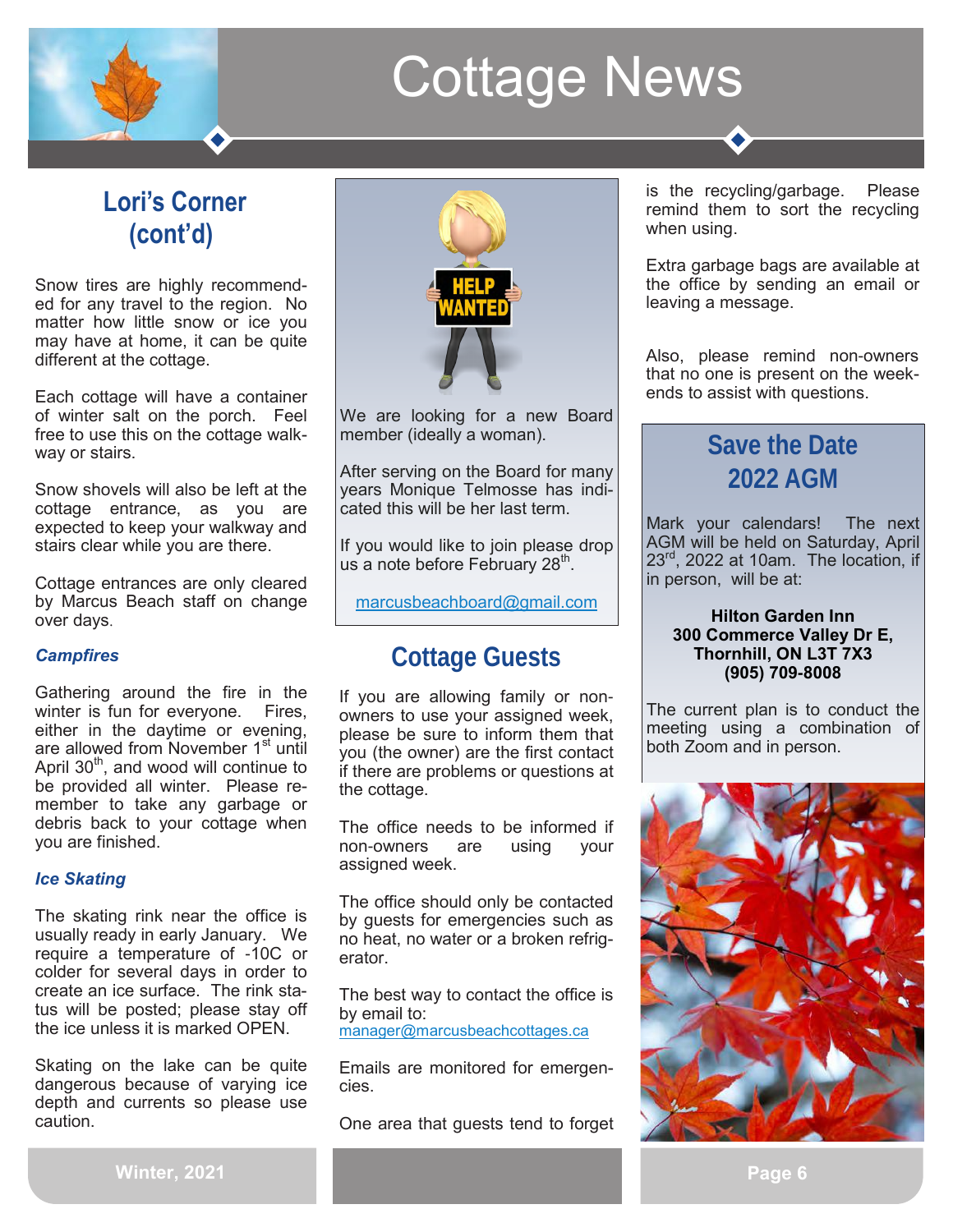# Cottage News

## Lori's Corner (cont'd)

Snow tires are highly recommended for any travel to the region. No matter how little snow or ice you may have at home, it can be quite different at the cottage.

Each cottage will have a container of winter salt on the porch. Feel free to use this on the cottage walkway or stairs.

Snow shovels will also be left at the cottage entrance, as you are expected to keep your walkway and stairs clear while you are there.

Cottage entrances are only cleared by Marcus Beach staff on change over days.

### *Campfires*

Gathering around the fire in the winter is fun for everyone. Fires, either in the daytime or evening, are allowed from November 1st until April 30th, and wood will continue to be provided all winter. Please remember to take any garbage or debris back to your cottage when you are finished.

### *Ice Skating*

The skating rink near the office is usually ready in early January. We require a temperature of -10C or colder for several days in order to create an ice surface. The rink status will be posted; please stay off the ice unless it is marked OPEN.

Skating on the lake can be quite dangerous because of varying ice depth and currents so please use caution.

---

HELP WANTED

We are looking for a new Board member (ideally a woman).

After serving on the Board for many years Monique Telmosse has indicated this will be her last term.

If you would like to join please drop us a note before February 28th.

marcusbeachboard@gmail.com

---

## Cottage Guests

If you are allowing family or non-owners to use your assigned week, please be sure to inform them that you (the owner) are the first contact if there are problems or questions at the cottage.

The office needs to be informed if non-owners are using your assigned week.

The office should only be contacted by guests for emergencies such as no heat, no water or a broken refrigerator.

The best way to contact the office is by email to:
manager@marcusbeachcottages.ca

Emails are monitored for emergencies.

One area that guests tend to forget is the recycling/garbage. Please remind them to sort the recycling when using.

Extra garbage bags are available at the office by sending an email or leaving a message.

Also, please remind non-owners that no one is present on the weekends to assist with questions.

---

## Save the Date 2022 AGM

Mark your calendars! The next AGM will be held on Saturday, April 23rd, 2022 at 10am. The location, if in person, will be at:

**Hilton Garden Inn**
**300 Commerce Valley Dr E,**
**Thornhill, ON L3T 7X3**
**(905) 709-8008**

The current plan is to conduct the meeting using a combination of both Zoom and in person.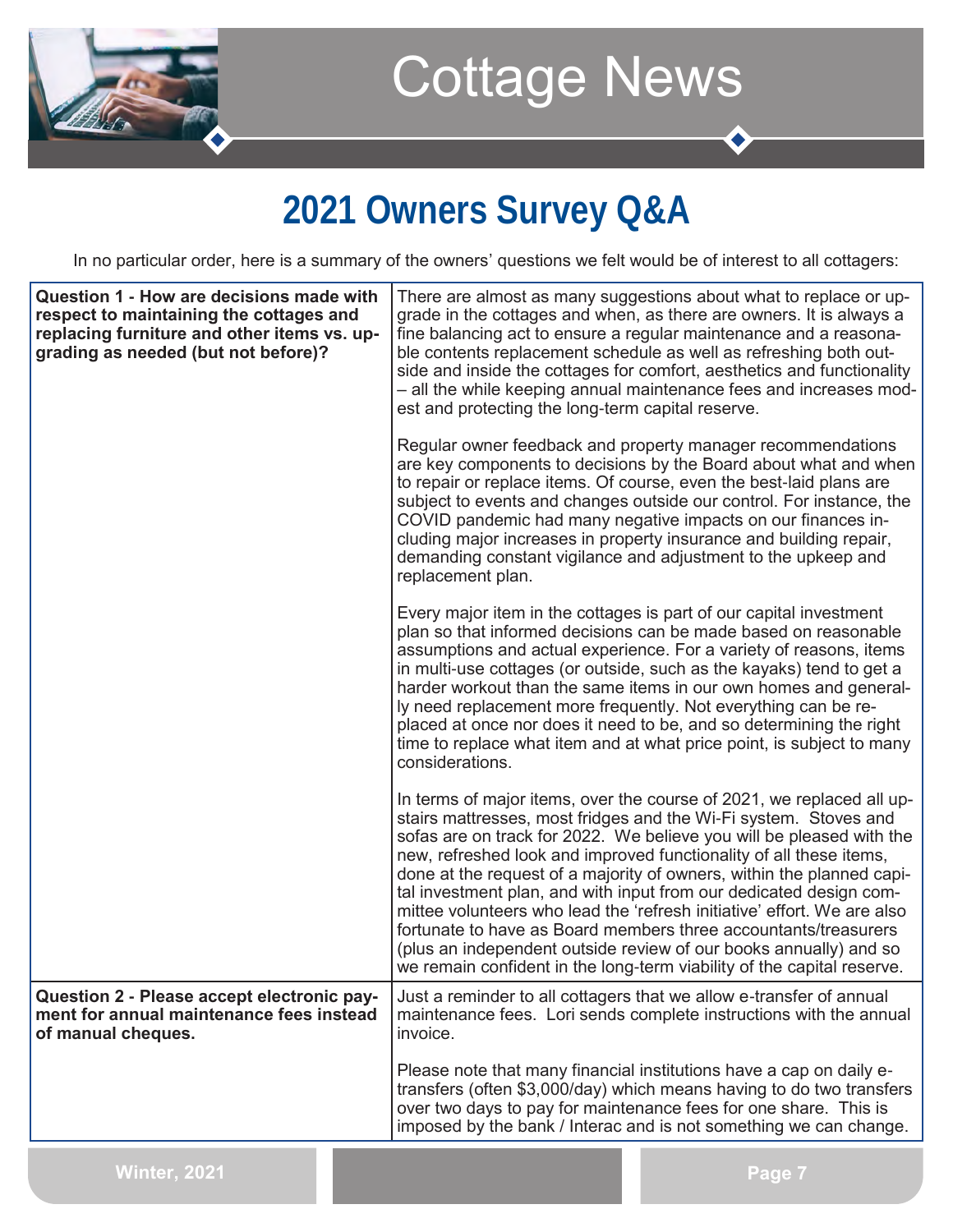# 2021 Owners Survey Q&A

In no particular order, here is a summary of the owners' questions we felt would be of interest to all cottagers:

| Question | Answer |
|---|---|
| **Question 1 - How are decisions made with respect to maintaining the cottages and replacing furniture and other items vs. upgrading as needed (but not before)?** | There are almost as many suggestions about what to replace or upgrade in the cottages and when, as there are owners. It is always a fine balancing act to ensure a regular maintenance and a reasonable contents replacement schedule as well as refreshing both outside and inside the cottages for comfort, aesthetics and functionality – all the while keeping annual maintenance fees and increases modest and protecting the long-term capital reserve.<br><br>Regular owner feedback and property manager recommendations are key components to decisions by the Board about what and when to repair or replace items. Of course, even the best-laid plans are subject to events and changes outside our control. For instance, the COVID pandemic had many negative impacts on our finances including major increases in property insurance and building repair, demanding constant vigilance and adjustment to the upkeep and replacement plan.<br><br>Every major item in the cottages is part of our capital investment plan so that informed decisions can be made based on reasonable assumptions and actual experience. For a variety of reasons, items in multi-use cottages (or outside, such as the kayaks) tend to get a harder workout than the same items in our own homes and generally need replacement more frequently. Not everything can be replaced at once nor does it need to be, and so determining the right time to replace what item and at what price point, is subject to many considerations.<br><br>In terms of major items, over the course of 2021, we replaced all upstairs mattresses, most fridges and the Wi-Fi system. Stoves and sofas are on track for 2022. We believe you will be pleased with the new, refreshed look and improved functionality of all these items, done at the request of a majority of owners, within the planned capital investment plan, and with input from our dedicated design committee volunteers who lead the 'refresh initiative' effort. We are also fortunate to have as Board members three accountants/treasurers (plus an independent outside review of our books annually) and so we remain confident in the long-term viability of the capital reserve. |
| **Question 2 - Please accept electronic payment for annual maintenance fees instead of manual cheques.** | Just a reminder to all cottagers that we allow e-transfer of annual maintenance fees. Lori sends complete instructions with the annual invoice.<br><br>Please note that many financial institutions have a cap on daily e-transfers (often $3,000/day) which means having to do two transfers over two days to pay for maintenance fees for one share. This is imposed by the bank / Interac and is not something we can change. |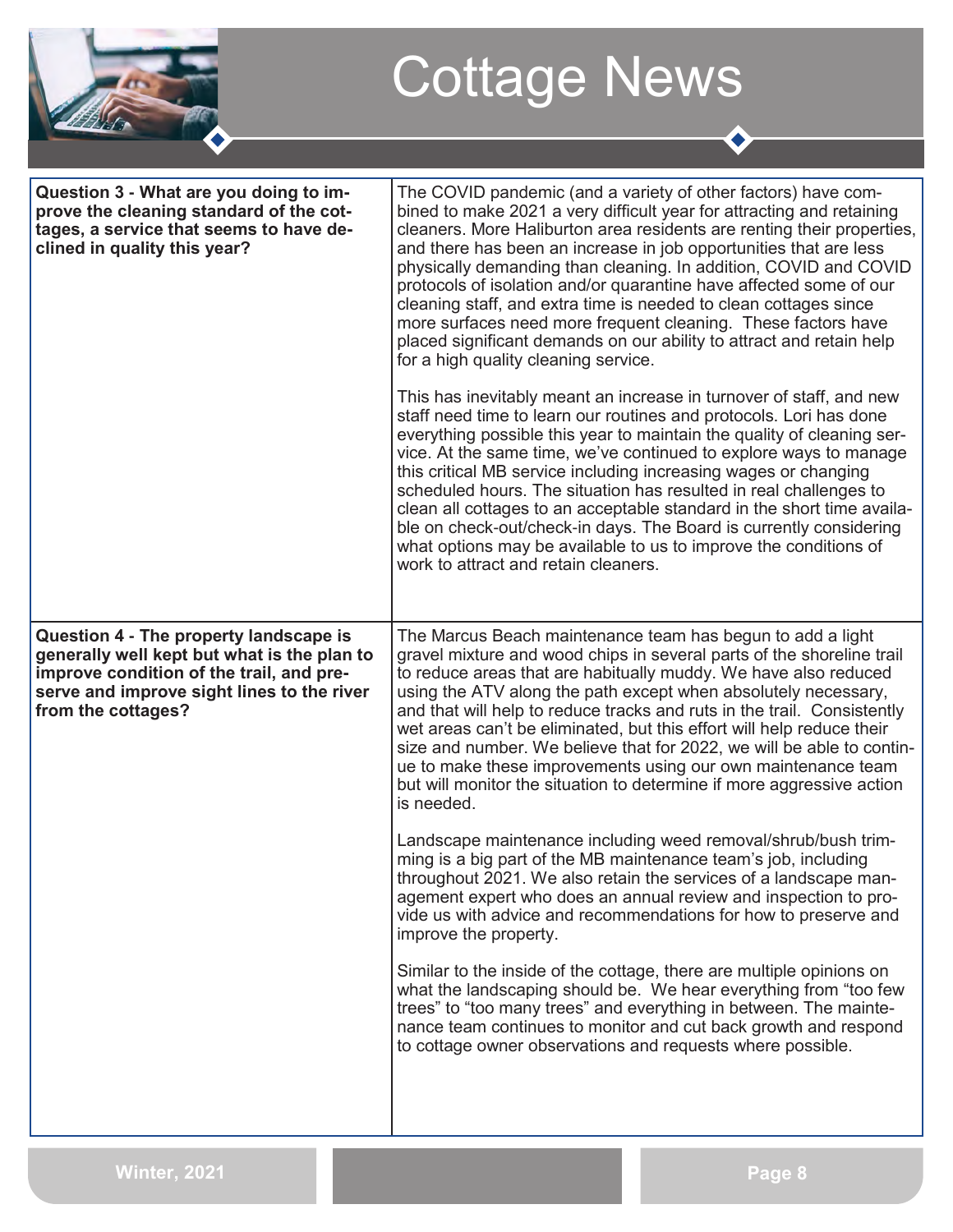| Question | Answer |
| --- | --- |
| **Question 3 - What are you doing to improve the cleaning standard of the cottages, a service that seems to have declined in quality this year?** | The COVID pandemic (and a variety of other factors) have combined to make 2021 a very difficult year for attracting and retaining cleaners. More Haliburton area residents are renting their properties, and there has been an increase in job opportunities that are less physically demanding than cleaning. In addition, COVID and COVID protocols of isolation and/or quarantine have affected some of our cleaning staff, and extra time is needed to clean cottages since more surfaces need more frequent cleaning. These factors have placed significant demands on our ability to attract and retain help for a high quality cleaning service.<br><br>This has inevitably meant an increase in turnover of staff, and new staff need time to learn our routines and protocols. Lori has done everything possible this year to maintain the quality of cleaning service. At the same time, we've continued to explore ways to manage this critical MB service including increasing wages or changing scheduled hours. The situation has resulted in real challenges to clean all cottages to an acceptable standard in the short time available on check-out/check-in days. The Board is currently considering what options may be available to us to improve the conditions of work to attract and retain cleaners. |
| **Question 4 - The property landscape is generally well kept but what is the plan to improve condition of the trail, and preserve and improve sight lines to the river from the cottages?** | The Marcus Beach maintenance team has begun to add a light gravel mixture and wood chips in several parts of the shoreline trail to reduce areas that are habitually muddy. We have also reduced using the ATV along the path except when absolutely necessary, and that will help to reduce tracks and ruts in the trail. Consistently wet areas can't be eliminated, but this effort will help reduce their size and number. We believe that for 2022, we will be able to continue to make these improvements using our own maintenance team but will monitor the situation to determine if more aggressive action is needed.<br><br>Landscape maintenance including weed removal/shrub/bush trimming is a big part of the MB maintenance team's job, including throughout 2021. We also retain the services of a landscape management expert who does an annual review and inspection to provide us with advice and recommendations for how to preserve and improve the property.<br><br>Similar to the inside of the cottage, there are multiple opinions on what the landscaping should be. We hear everything from "too few trees" to "too many trees" and everything in between. The maintenance team continues to monitor and cut back growth and respond to cottage owner observations and requests where possible. |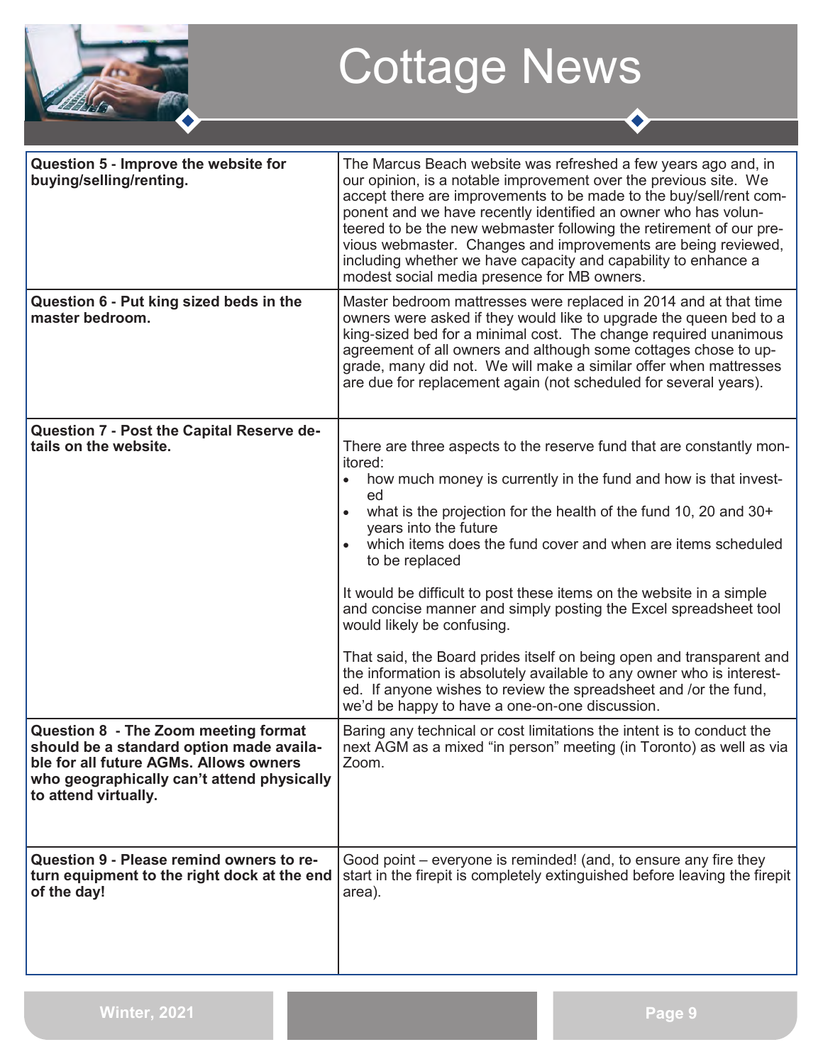| Question | Response |
| --- | --- |
| **Question 5 - Improve the website for buying/selling/renting.** | The Marcus Beach website was refreshed a few years ago and, in our opinion, is a notable improvement over the previous site. We accept there are improvements to be made to the buy/sell/rent component and we have recently identified an owner who has volunteered to be the new webmaster following the retirement of our previous webmaster. Changes and improvements are being reviewed, including whether we have capacity and capability to enhance a modest social media presence for MB owners. |
| **Question 6 - Put king sized beds in the master bedroom.** | Master bedroom mattresses were replaced in 2014 and at that time owners were asked if they would like to upgrade the queen bed to a king-sized bed for a minimal cost. The change required unanimous agreement of all owners and although some cottages chose to upgrade, many did not. We will make a similar offer when mattresses are due for replacement again (not scheduled for several years). |
| **Question 7 - Post the Capital Reserve details on the website.** | There are three aspects to the reserve fund that are constantly monitored:<br>• how much money is currently in the fund and how is that invested<br>• what is the projection for the health of the fund 10, 20 and 30+ years into the future<br>• which items does the fund cover and when are items scheduled to be replaced<br><br>It would be difficult to post these items on the website in a simple and concise manner and simply posting the Excel spreadsheet tool would likely be confusing.<br><br>That said, the Board prides itself on being open and transparent and the information is absolutely available to any owner who is interested. If anyone wishes to review the spreadsheet and /or the fund, we'd be happy to have a one-on-one discussion. |
| **Question 8 - The Zoom meeting format should be a standard option made available for all future AGMs. Allows owners who geographically can't attend physically to attend virtually.** | Baring any technical or cost limitations the intent is to conduct the next AGM as a mixed "in person" meeting (in Toronto) as well as via Zoom. |
| **Question 9 - Please remind owners to return equipment to the right dock at the end of the day!** | Good point – everyone is reminded! (and, to ensure any fire they start in the firepit is completely extinguished before leaving the firepit area). |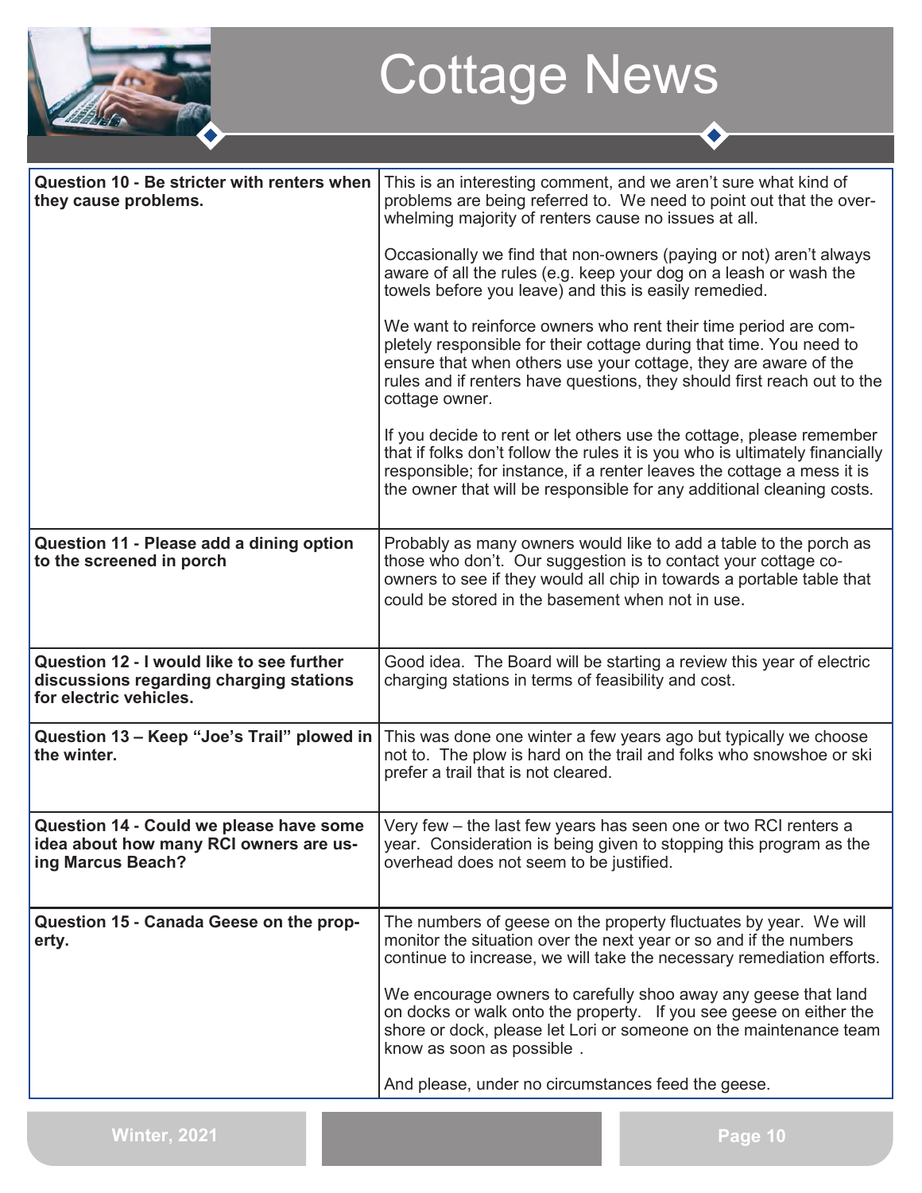# Cottage News

| Question | Response |
|---|---|
| **Question 10 - Be stricter with renters when they cause problems.** | This is an interesting comment, and we aren't sure what kind of problems are being referred to. We need to point out that the overwhelming majority of renters cause no issues at all.<br><br>Occasionally we find that non-owners (paying or not) aren't always aware of all the rules (e.g. keep your dog on a leash or wash the towels before you leave) and this is easily remedied.<br><br>We want to reinforce owners who rent their time period are completely responsible for their cottage during that time. You need to ensure that when others use your cottage, they are aware of the rules and if renters have questions, they should first reach out to the cottage owner.<br><br>If you decide to rent or let others use the cottage, please remember that if folks don't follow the rules it is you who is ultimately financially responsible; for instance, if a renter leaves the cottage a mess it is the owner that will be responsible for any additional cleaning costs. |
| **Question 11 - Please add a dining option to the screened in porch** | Probably as many owners would like to add a table to the porch as those who don't. Our suggestion is to contact your cottage co-owners to see if they would all chip in towards a portable table that could be stored in the basement when not in use. |
| **Question 12 - I would like to see further discussions regarding charging stations for electric vehicles.** | Good idea. The Board will be starting a review this year of electric charging stations in terms of feasibility and cost. |
| **Question 13 – Keep "Joe's Trail" plowed in the winter.** | This was done one winter a few years ago but typically we choose not to. The plow is hard on the trail and folks who snowshoe or ski prefer a trail that is not cleared. |
| **Question 14 - Could we please have some idea about how many RCI owners are using Marcus Beach?** | Very few – the last few years has seen one or two RCI renters a year. Consideration is being given to stopping this program as the overhead does not seem to be justified. |
| **Question 15 - Canada Geese on the property.** | The numbers of geese on the property fluctuates by year. We will monitor the situation over the next year or so and if the numbers continue to increase, we will take the necessary remediation efforts.<br><br>We encourage owners to carefully shoo away any geese that land on docks or walk onto the property. If you see geese on either the shore or dock, please let Lori or someone on the maintenance team know as soon as possible .<br><br>And please, under no circumstances feed the geese. |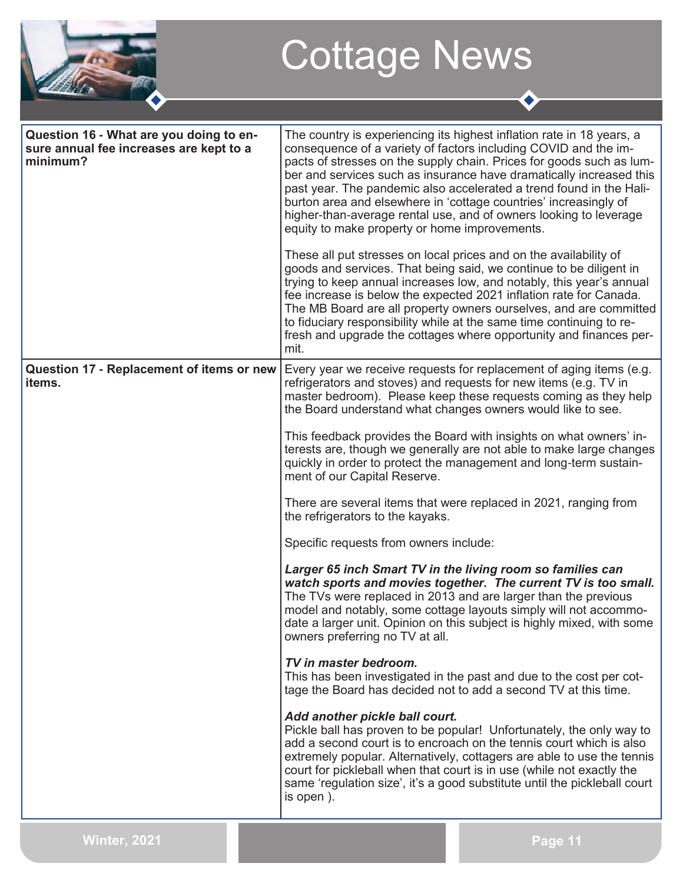| Question | Answer |
| --- | --- |
| **Question 16 - What are you doing to ensure annual fee increases are kept to a minimum?** | The country is experiencing its highest inflation rate in 18 years, a consequence of a variety of factors including COVID and the impacts of stresses on the supply chain. Prices for goods such as lumber and services such as insurance have dramatically increased this past year. The pandemic also accelerated a trend found in the Haliburton area and elsewhere in 'cottage countries' increasingly of higher-than-average rental use, and of owners looking to leverage equity to make property or home improvements.<br><br>These all put stresses on local prices and on the availability of goods and services. That being said, we continue to be diligent in trying to keep annual increases low, and notably, this year's annual fee increase is below the expected 2021 inflation rate for Canada. The MB Board are all property owners ourselves, and are committed to fiduciary responsibility while at the same time continuing to refresh and upgrade the cottages where opportunity and finances permit. |
| **Question 17 - Replacement of items or new items.** | Every year we receive requests for replacement of aging items (e.g. refrigerators and stoves) and requests for new items (e.g. TV in master bedroom). Please keep these requests coming as they help the Board understand what changes owners would like to see.<br><br>This feedback provides the Board with insights on what owners' interests are, though we generally are not able to make large changes quickly in order to protect the management and long-term sustainment of our Capital Reserve.<br><br>There are several items that were replaced in 2021, ranging from the refrigerators to the kayaks.<br><br>Specific requests from owners include:<br><br>***Larger 65 inch Smart TV in the living room so families can watch sports and movies together. The current TV is too small.*** The TVs were replaced in 2013 and are larger than the previous model and notably, some cottage layouts simply will not accommodate a larger unit. Opinion on this subject is highly mixed, with some owners preferring no TV at all.<br><br>***TV in master bedroom.*** This has been investigated in the past and due to the cost per cottage the Board has decided not to add a second TV at this time.<br><br>***Add another pickle ball court.*** Pickle ball has proven to be popular! Unfortunately, the only way to add a second court is to encroach on the tennis court which is also extremely popular. Alternatively, cottagers are able to use the tennis court for pickleball when that court is in use (while not exactly the same 'regulation size', it's a good substitute until the pickleball court is open ). |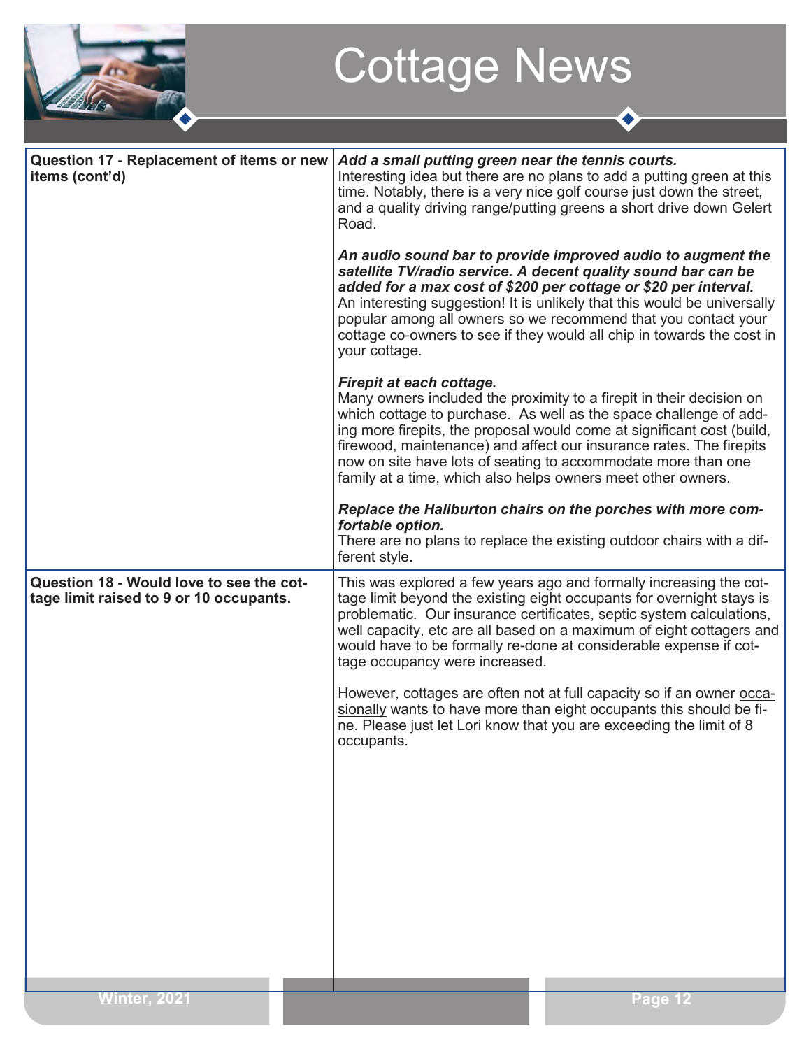| | |
|---|---|
| **Question 17 - Replacement of items or new items (cont'd)** | ***Add a small putting green near the tennis courts.*** <br>Interesting idea but there are no plans to add a putting green at this time. Notably, there is a very nice golf course just down the street, and a quality driving range/putting greens a short drive down Gelert Road.<br><br>***An audio sound bar to provide improved audio to augment the satellite TV/radio service. A decent quality sound bar can be added for a max cost of $200 per cottage or $20 per interval.*** <br>An interesting suggestion! It is unlikely that this would be universally popular among all owners so we recommend that you contact your cottage co-owners to see if they would all chip in towards the cost in your cottage.<br><br>***Firepit at each cottage.*** <br>Many owners included the proximity to a firepit in their decision on which cottage to purchase. As well as the space challenge of adding more firepits, the proposal would come at significant cost (build, firewood, maintenance) and affect our insurance rates. The firepits now on site have lots of seating to accommodate more than one family at a time, which also helps owners meet other owners.<br><br>***Replace the Haliburton chairs on the porches with more comfortable option.*** <br>There are no plans to replace the existing outdoor chairs with a different style. |
| **Question 18 - Would love to see the cottage limit raised to 9 or 10 occupants.** | This was explored a few years ago and formally increasing the cottage limit beyond the existing eight occupants for overnight stays is problematic. Our insurance certificates, septic system calculations, well capacity, etc are all based on a maximum of eight cottagers and would have to be formally re-done at considerable expense if cottage occupancy were increased.<br><br>However, cottages are often not at full capacity so if an owner <u>occasionally</u> wants to have more than eight occupants this should be fine. Please just let Lori know that you are exceeding the limit of 8 occupants. |